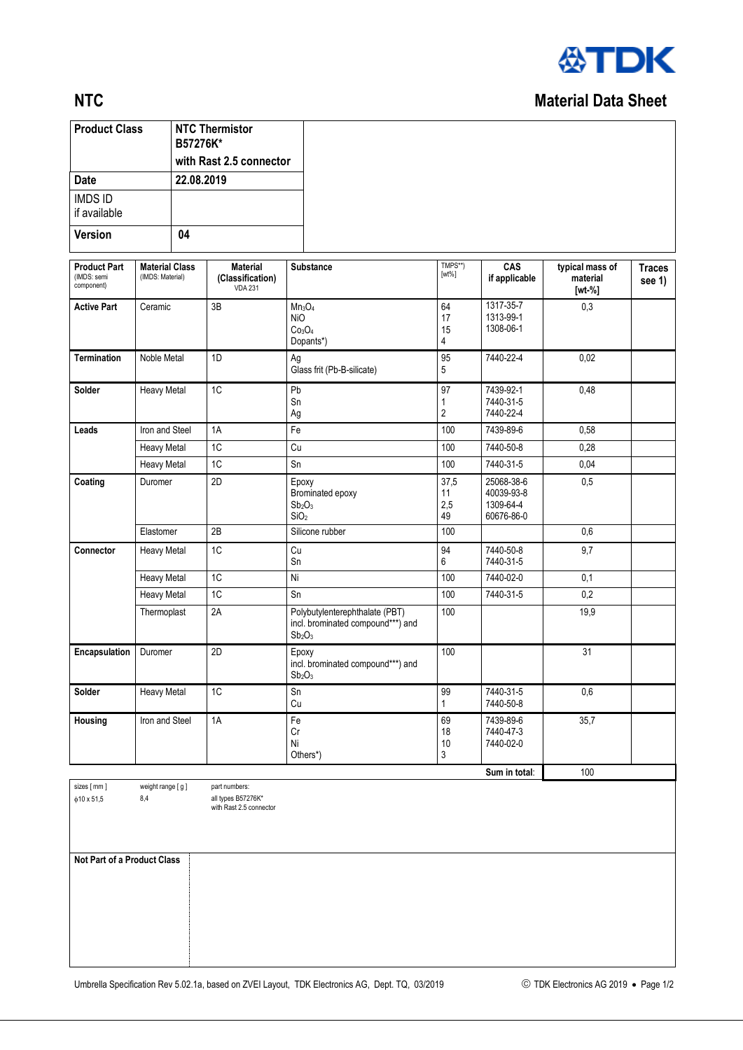TDK

# NTC

## Material Data Sheet

| **Product Class** | **NTC Thermistor B57276K\* with Rast 2.5 connector** |
|---|---|
| **Date** | **22.08.2019** |
| IMDS ID if available | |
| **Version** | **04** |

| **Product Part** (IMDS: semi component) | **Material Class** (IMDS: Material) | **Material (Classification)** VDA 231 | **Substance** | TMPS**) [wt%] | **CAS if applicable** | **typical mass of material [wt-%]** | **Traces see 1)** |
|---|---|---|---|---|---|---|---|
| **Active Part** | Ceramic | 3B | $Mn_3O_4$<br>NiO<br>$Co_3O_4$<br>Dopants*) | 64<br>17<br>15<br>4 | 1317-35-7<br>1313-99-1<br>1308-06-1 | 0,3 | |
| **Termination** | Noble Metal | 1D | Ag<br>Glass frit (Pb-B-silicate) | 95<br>5 | 7440-22-4 | 0,02 | |
| **Solder** | Heavy Metal | 1C | Pb<br>Sn<br>Ag | 97<br>1<br>2 | 7439-92-1<br>7440-31-5<br>7440-22-4 | 0,48 | |
| **Leads** | Iron and Steel | 1A | Fe | 100 | 7439-89-6 | 0,58 | |
| | Heavy Metal | 1C | Cu | 100 | 7440-50-8 | 0,28 | |
| | Heavy Metal | 1C | Sn | 100 | 7440-31-5 | 0,04 | |
| **Coating** | Duromer | 2D | Epoxy<br>Brominated epoxy<br>$Sb_2O_3$<br>$SiO_2$ | 37,5<br>11<br>2,5<br>49 | 25068-38-6<br>40039-93-8<br>1309-64-4<br>60676-86-0 | 0,5 | |
| | Elastomer | 2B | Silicone rubber | 100 | | 0,6 | |
| **Connector** | Heavy Metal | 1C | Cu<br>Sn | 94<br>6 | 7440-50-8<br>7440-31-5 | 9,7 | |
| | Heavy Metal | 1C | Ni | 100 | 7440-02-0 | 0,1 | |
| | Heavy Metal | 1C | Sn | 100 | 7440-31-5 | 0,2 | |
| | Thermoplast | 2A | Polybutylenterephthalate (PBT) incl. brominated compound***) and $Sb_2O_3$ | 100 | | 19,9 | |
| **Encapsulation** | Duromer | 2D | Epoxy incl. brominated compound***) and $Sb_2O_3$ | 100 | | 31 | |
| **Solder** | Heavy Metal | 1C | Sn<br>Cu | 99<br>1 | 7440-31-5<br>7440-50-8 | 0,6 | |
| **Housing** | Iron and Steel | 1A | Fe<br>Cr<br>Ni<br>Others*) | 69<br>18<br>10<br>3 | 7439-89-6<br>7440-47-3<br>7440-02-0 | 35,7 | |
| | | | | | **Sum in total**: | 100 | |

| sizes [ mm ] | weight range [ g ] | part numbers: |
|---|---|---|
| ϕ10 x 51,5 | 8,4 | all types B57276K* with Rast 2.5 connector |

**Not Part of a Product Class**

Umbrella Specification Rev 5.02.1a, based on ZVEI Layout, TDK Electronics AG, Dept. TQ, 03/2019

© TDK Electronics AG 2019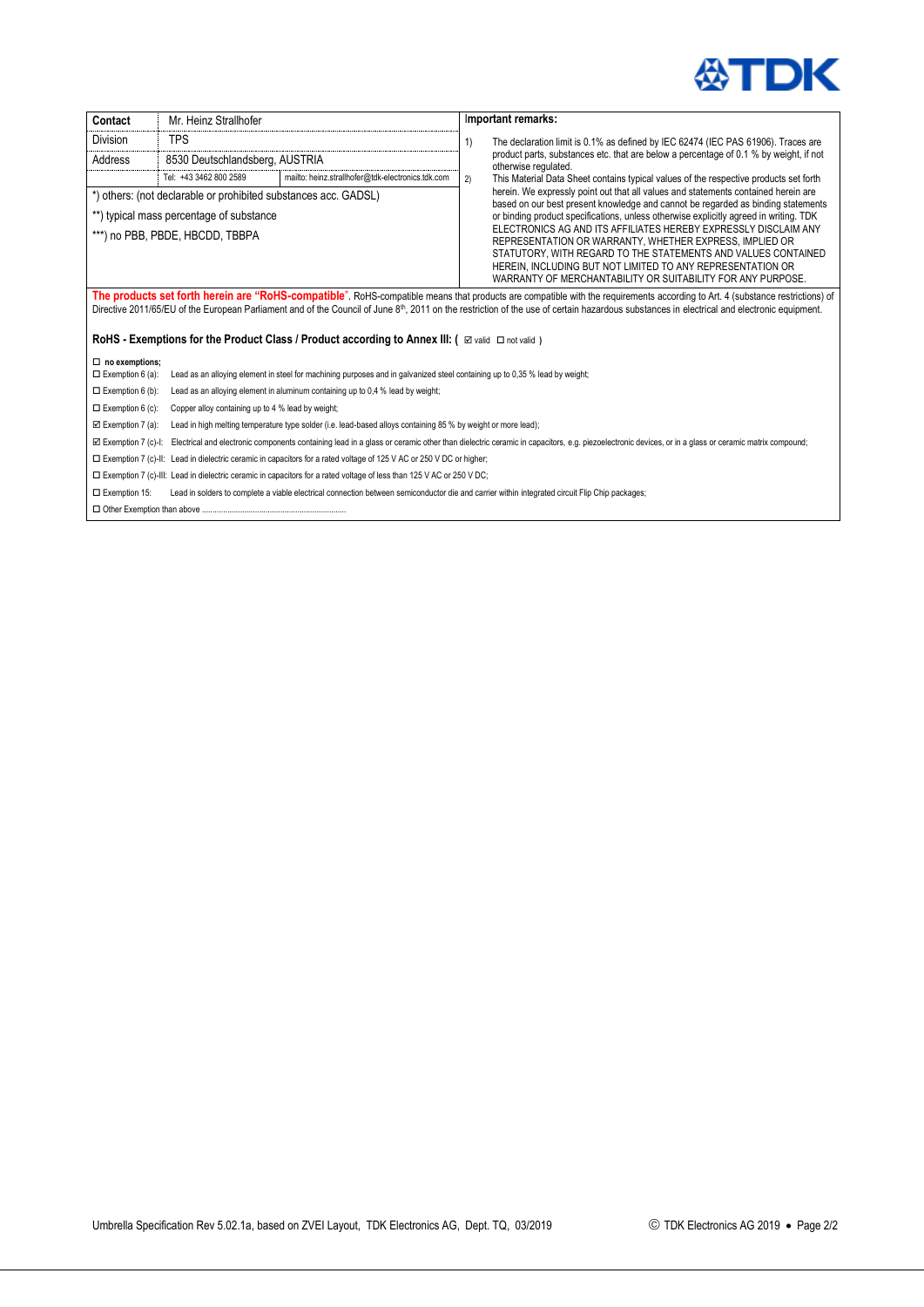| Contact | Mr. Heinz Strallhofer | |
|---|---|---|
| Division | TPS | |
| Address | 8530 Deutschlandsberg, AUSTRIA | |
| | Tel: +43 3462 800 2589 | mailto: heinz.strallhofer@tdk-electronics.tdk.com |

*) others: (not declarable or prohibited substances acc. GADSL)

**) typical mass percentage of substance

***) no PBB, PBDE, HBCDD, TBBPA

**Important remarks:**

1) The declaration limit is 0.1% as defined by IEC 62474 (IEC PAS 61906). Traces are product parts, substances etc. that are below a percentage of 0.1 % by weight, if not otherwise regulated.

2) This Material Data Sheet contains typical values of the respective products set forth herein. We expressly point out that all values and statements contained herein are based on our best present knowledge and cannot be regarded as binding statements or binding product specifications, unless otherwise explicitly agreed in writing. TDK ELECTRONICS AG AND ITS AFFILIATES HEREBY EXPRESSLY DISCLAIM ANY REPRESENTATION OR WARRANTY, WHETHER EXPRESS, IMPLIED OR STATUTORY, WITH REGARD TO THE STATEMENTS AND VALUES CONTAINED HEREIN, INCLUDING BUT NOT LIMITED TO ANY REPRESENTATION OR WARRANTY OF MERCHANTABILITY OR SUITABILITY FOR ANY PURPOSE.

**The products set forth herein are "RoHS-compatible"**. RoHS-compatible means that products are compatible with the requirements according to Art. 4 (substance restrictions) of Directive 2011/65/EU of the European Parliament and of the Council of June 8th, 2011 on the restriction of the use of certain hazardous substances in electrical and electronic equipment.

**RoHS - Exemptions for the Product Class / Product according to Annex III: ( ☑ valid ☐ not valid )**

☐ **no exemptions;**

☐ Exemption 6 (a): Lead as an alloying element in steel for machining purposes and in galvanized steel containing up to 0,35 % lead by weight;

☐ Exemption 6 (b): Lead as an alloying element in aluminum containing up to 0,4 % lead by weight;

☐ Exemption 6 (c): Copper alloy containing up to 4 % lead by weight;

☑ Exemption 7 (a): Lead in high melting temperature type solder (i.e. lead-based alloys containing 85 % by weight or more lead);

☑ Exemption 7 (c)-I: Electrical and electronic components containing lead in a glass or ceramic other than dielectric ceramic in capacitors, e.g. piezoelectronic devices, or in a glass or ceramic matrix compound;

☐ Exemption 7 (c)-II: Lead in dielectric ceramic in capacitors for a rated voltage of 125 V AC or 250 V DC or higher;

☐ Exemption 7 (c)-III: Lead in dielectric ceramic in capacitors for a rated voltage of less than 125 V AC or 250 V DC;

☐ Exemption 15: Lead in solders to complete a viable electrical connection between semiconductor die and carrier within integrated circuit Flip Chip packages;

☐ Other Exemption than above .....................................................................

Umbrella Specification Rev 5.02.1a, based on ZVEI Layout, TDK Electronics AG, Dept. TQ, 03/2019 © TDK Electronics AG 2019